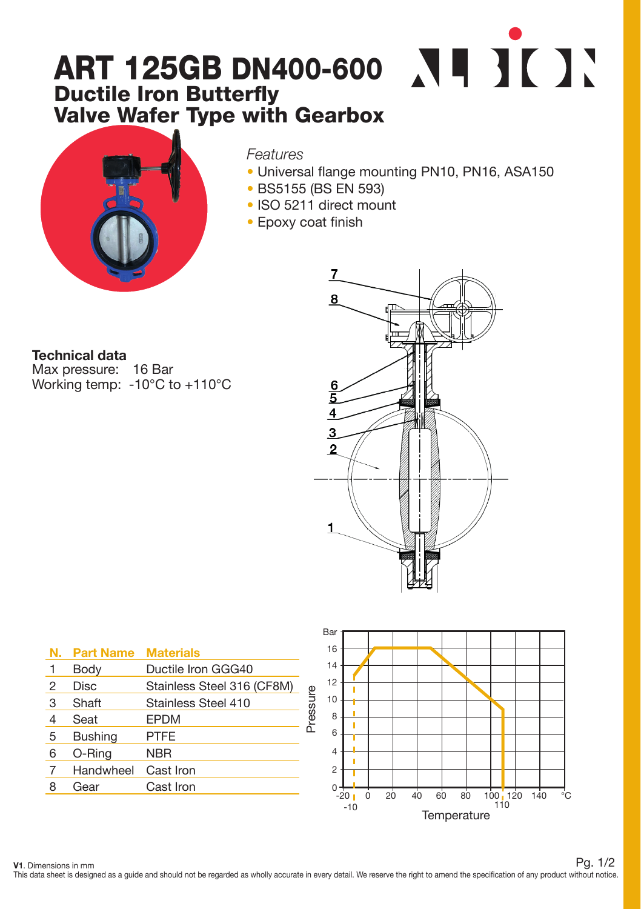# ART 125GB DN400-600

## Ductile Iron Butterfly Valve Wafer Type with Gearbox

*Features*

- Universal flange mounting PN10, PN16, ASA150
- BS5155 (BS EN 593)
- ISO 5211 direct mount
- Epoxy coat finish

**Technical data**

Max pressure: 16 Bar

Working temp: -10°C to +110°C

| N. | Part Name | Materials |
|---|---|---|
| 1 | Body | Ductile Iron GGG40 |
| 2 | Disc | Stainless Steel 316 (CF8M) |
| 3 | Shaft | Stainless Steel 410 |
| 4 | Seat | EPDM |
| 5 | Bushing | PTFE |
| 6 | O-Ring | NBR |
| 7 | Handwheel | Cast Iron |
| 8 | Gear | Cast Iron |

**V1**. Dimensions in mm

This data sheet is designed as a guide and should not be regarded as wholly accurate in every detail. We reserve the right to amend the specification of any product without notice.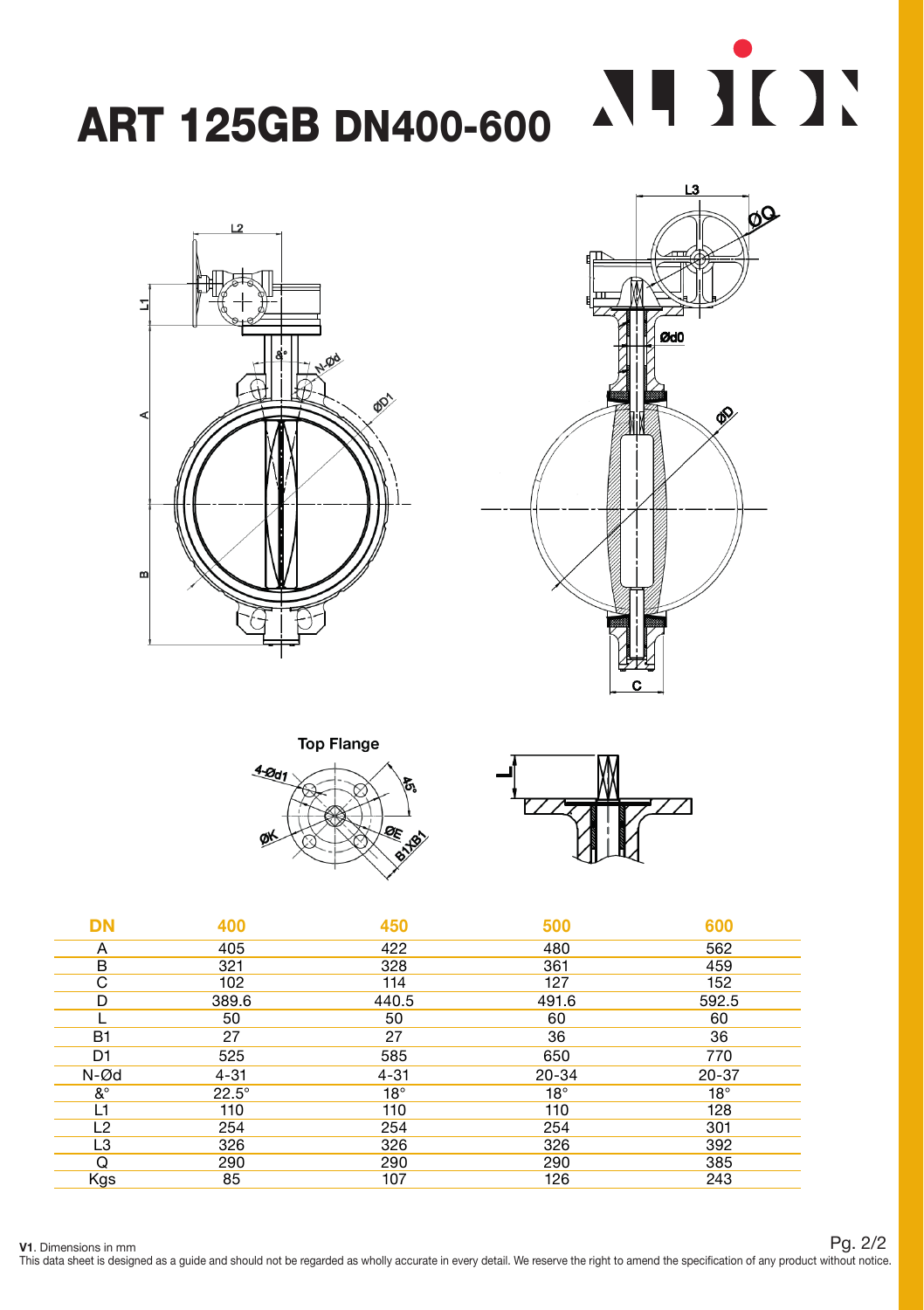# ART 125GB DN400-600

Top Flange

| DN | 400 | 450 | 500 | 600 |
|---|---|---|---|---|
| A | 405 | 422 | 480 | 562 |
| B | 321 | 328 | 361 | 459 |
| C | 102 | 114 | 127 | 152 |
| D | 389.6 | 440.5 | 491.6 | 592.5 |
| L | 50 | 50 | 60 | 60 |
| B1 | 27 | 27 | 36 | 36 |
| D1 | 525 | 585 | 650 | 770 |
| N-Ød | 4-31 | 4-31 | 20-34 | 20-37 |
| &° | 22.5° | 18° | 18° | 18° |
| L1 | 110 | 110 | 110 | 128 |
| L2 | 254 | 254 | 254 | 301 |
| L3 | 326 | 326 | 326 | 392 |
| Q | 290 | 290 | 290 | 385 |
| Kgs | 85 | 107 | 126 | 243 |

**V1**. Dimensions in mm

This data sheet is designed as a guide and should not be regarded as wholly accurate in every detail. We reserve the right to amend the specification of any product without notice.